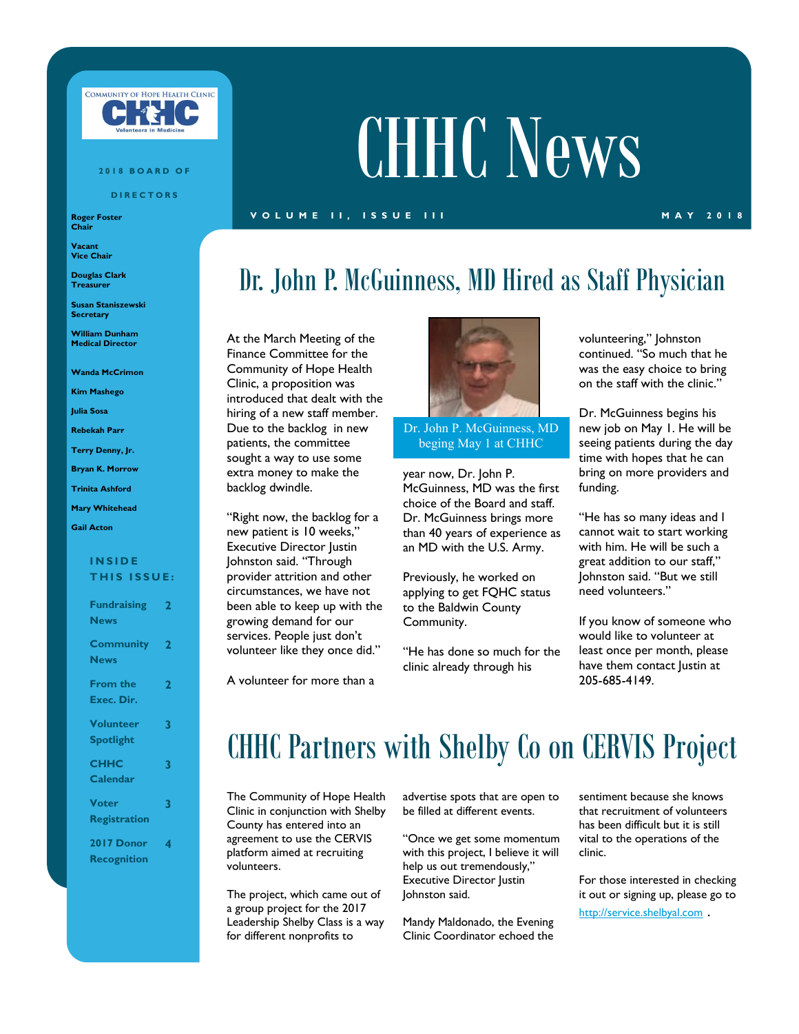# CHHC News

VOLUME II, ISSUE III — MAY 2018

**2018 BOARD OF DIRECTORS**

**Roger Foster**
**Chair**

**Vacant**
**Vice Chair**

**Douglas Clark**
**Treasurer**

**Susan Staniszewski**
**Secretary**

**William Dunham**
**Medical Director**

**Wanda McCrimon**

**Kim Mashego**

**Julia Sosa**

**Rebekah Parr**

**Terry Denny, Jr.**

**Bryan K. Morrow**

**Trinita Ashford**

**Mary Whitehead**

**Gail Acton**

**INSIDE THIS ISSUE:**

| | |
|---|---|
| Fundraising News | 2 |
| Community News | 2 |
| From the Exec. Dir. | 2 |
| Volunteer Spotlight | 3 |
| CHHC Calendar | 3 |
| Voter Registration | 3 |
| 2017 Donor Recognition | 4 |

## Dr. John P. McGuinness, MD Hired as Staff Physician

At the March Meeting of the Finance Committee for the Community of Hope Health Clinic, a proposition was introduced that dealt with the hiring of a new staff member. Due to the backlog in new patients, the committee sought a way to use some extra money to make the backlog dwindle.

"Right now, the backlog for a new patient is 10 weeks," Executive Director Justin Johnston said. "Through provider attrition and other circumstances, we have not been able to keep up with the growing demand for our services. People just don't volunteer like they once did."

A volunteer for more than a year now, Dr. John P. McGuinness, MD was the first choice of the Board and staff. Dr. McGuinness brings more than 40 years of experience as an MD with the U.S. Army.

Dr. John P. McGuinness, MD beging May 1 at CHHC

Previously, he worked on applying to get FQHC status to the Baldwin County Community.

"He has done so much for the clinic already through his volunteering," Johnston continued. "So much that he was the easy choice to bring on the staff with the clinic."

Dr. McGuinness begins his new job on May 1. He will be seeing patients during the day time with hopes that he can bring on more providers and funding.

"He has so many ideas and I cannot wait to start working with him. He will be such a great addition to our staff," Johnston said. "But we still need volunteers."

If you know of someone who would like to volunteer at least once per month, please have them contact Justin at 205-685-4149.

## CHHC Partners with Shelby Co on CERVIS Project

The Community of Hope Health Clinic in conjunction with Shelby County has entered into an agreement to use the CERVIS platform aimed at recruiting volunteers.

The project, which came out of a group project for the 2017 Leadership Shelby Class is a way for different nonprofits to advertise spots that are open to be filled at different events.

"Once we get some momentum with this project, I believe it will help us out tremendously," Executive Director Justin Johnston said.

Mandy Maldonado, the Evening Clinic Coordinator echoed the sentiment because she knows that recruitment of volunteers has been difficult but it is still vital to the operations of the clinic.

For those interested in checking it out or signing up, please go to http://service.shelbyal.com .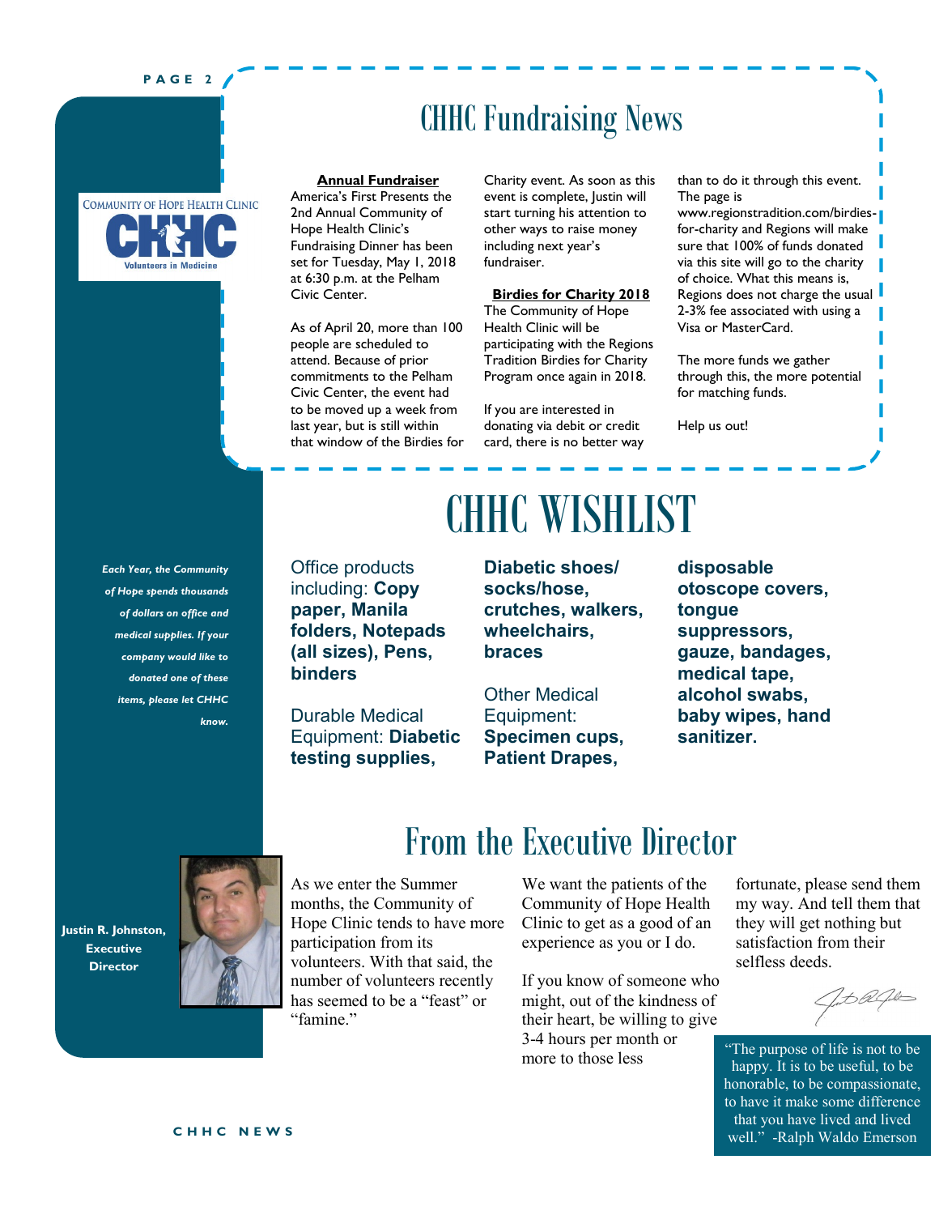# CHHC Fundraising News

**Annual Fundraiser**

America's First Presents the 2nd Annual Community of Hope Health Clinic's Fundraising Dinner has been set for Tuesday, May 1, 2018 at 6:30 p.m. at the Pelham Civic Center.

As of April 20, more than 100 people are scheduled to attend. Because of prior commitments to the Pelham Civic Center, the event had to be moved up a week from last year, but is still within that window of the Birdies for Charity event. As soon as this event is complete, Justin will start turning his attention to other ways to raise money including next year's fundraiser.

**Birdies for Charity 2018**

The Community of Hope Health Clinic will be participating with the Regions Tradition Birdies for Charity Program once again in 2018.

If you are interested in donating via debit or credit card, there is no better way than to do it through this event. The page is www.regionstradition.com/birdies-for-charity and Regions will make sure that 100% of funds donated via this site will go to the charity of choice. What this means is, Regions does not charge the usual 2-3% fee associated with using a Visa or MasterCard.

The more funds we gather through this, the more potential for matching funds.

Help us out!

# CHHC WISHLIST

*Each Year, the Community of Hope spends thousands of dollars on office and medical supplies. If your company would like to donated one of these items, please let CHHC know.*

Office products including: **Copy paper, Manila folders, Notepads (all sizes), Pens, binders**

Durable Medical Equipment: **Diabetic testing supplies, Diabetic shoes/ socks/hose, crutches, walkers, wheelchairs, braces**

Other Medical Equipment: **Specimen cups, Patient Drapes, disposable otoscope covers, tongue suppressors, gauze, bandages, medical tape, alcohol swabs, baby wipes, hand sanitizer.**

# From the Executive Director

**Justin R. Johnston, Executive Director**

As we enter the Summer months, the Community of Hope Clinic tends to have more participation from its volunteers. With that said, the number of volunteers recently has seemed to be a "feast" or "famine."

We want the patients of the Community of Hope Health Clinic to get as a good of an experience as you or I do.

If you know of someone who might, out of the kindness of their heart, be willing to give 3-4 hours per month or more to those less fortunate, please send them my way. And tell them that they will get nothing but satisfaction from their selfless deeds.

"The purpose of life is not to be happy. It is to be useful, to be honorable, to be compassionate, to have it make some difference that you have lived and lived well." -Ralph Waldo Emerson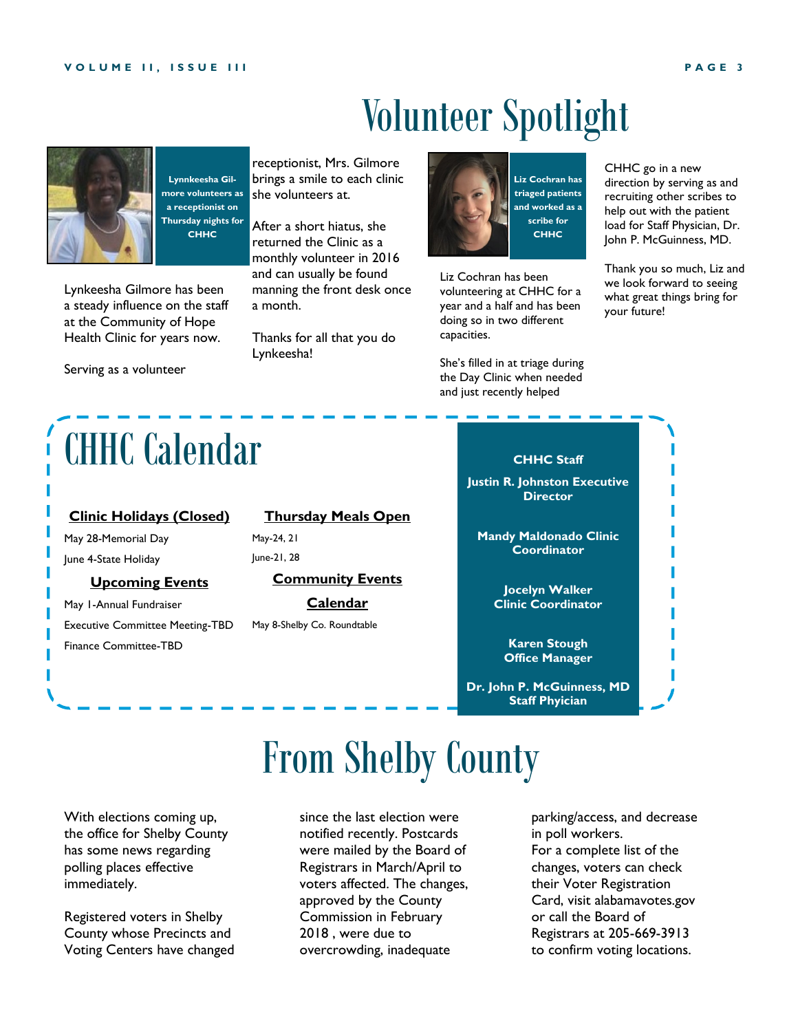# Volunteer Spotlight

**Lynnkeesha Gilmore volunteers as a receptionist on Thursday nights for CHHC**

Lynkeesha Gilmore has been a steady influence on the staff at the Community of Hope Health Clinic for years now.

Serving as a volunteer receptionist, Mrs. Gilmore brings a smile to each clinic she volunteers at.

After a short hiatus, she returned the Clinic as a monthly volunteer in 2016 and can usually be found manning the front desk once a month.

Thanks for all that you do Lynkeesha!

**Liz Cochran has triaged patients and worked as a scribe for CHHC**

Liz Cochran has been volunteering at CHHC for a year and a half and has been doing so in two different capacities.

She's filled in at triage during the Day Clinic when needed and just recently helped CHHC go in a new direction by serving as and recruiting other scribes to help out with the patient load for Staff Physician, Dr. John P. McGuinness, MD.

Thank you so much, Liz and we look forward to seeing what great things bring for your future!

# CHHC Calendar

**Clinic Holidays (Closed)**

May 28-Memorial Day

June 4-State Holiday

**Upcoming Events**

May 1-Annual Fundraiser

Executive Committee Meeting-TBD

Finance Committee-TBD

**Thursday Meals Open**

May-24, 21

June-21, 28

**Community Events Calendar**

May 8-Shelby Co. Roundtable

**CHHC Staff**

**Justin R. Johnston Executive Director**

**Mandy Maldonado Clinic Coordinator**

**Jocelyn Walker Clinic Coordinator**

**Karen Stough Office Manager**

**Dr. John P. McGuinness, MD Staff Phyician**

# From Shelby County

With elections coming up, the office for Shelby County has some news regarding polling places effective immediately.

Registered voters in Shelby County whose Precincts and Voting Centers have changed since the last election were notified recently. Postcards were mailed by the Board of Registrars in March/April to voters affected. The changes, approved by the County Commission in February 2018 , were due to overcrowding, inadequate parking/access, and decrease in poll workers.

For a complete list of the changes, voters can check their Voter Registration Card, visit alabamavotes.gov or call the Board of Registrars at 205-669-3913 to confirm voting locations.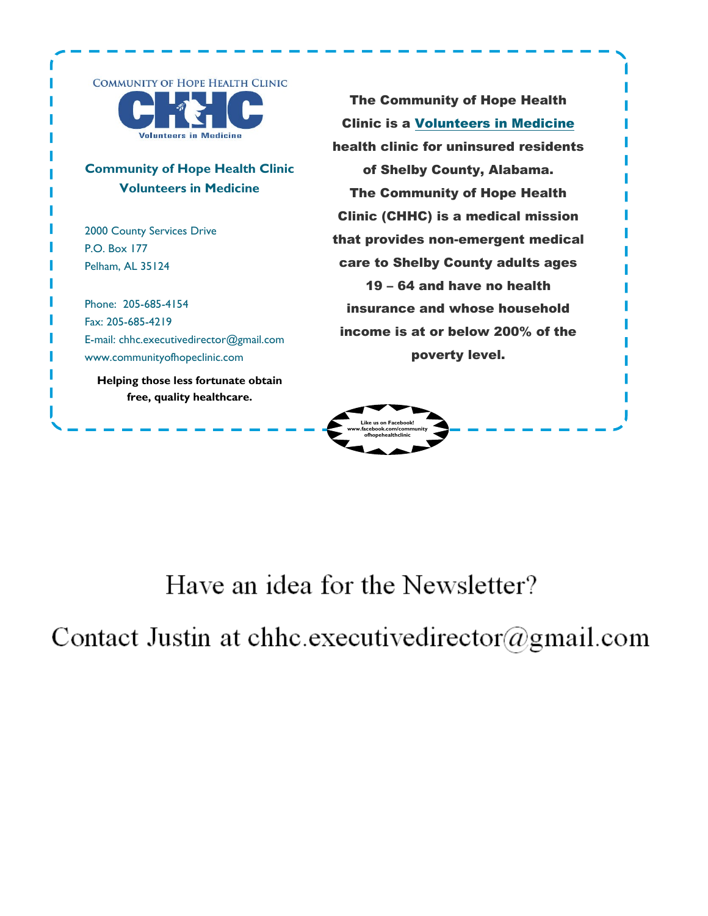COMMUNITY OF HOPE HEALTH CLINIC

CHHC

Volunteers in Medicine

**Community of Hope Health Clinic**
**Volunteers in Medicine**

2000 County Services Drive
P.O. Box 177
Pelham, AL 35124

Phone: 205-685-4154
Fax: 205-685-4219
E-mail: chhc.executivedirector@gmail.com
www.communityofhopeclinic.com

**Helping those less fortunate obtain free, quality healthcare.**

**The Community of Hope Health Clinic is a Volunteers in Medicine health clinic for uninsured residents of Shelby County, Alabama. The Community of Hope Health Clinic (CHHC) is a medical mission that provides non-emergent medical care to Shelby County adults ages 19 – 64 and have no health insurance and whose household income is at or below 200% of the poverty level.**

Like us on Facebook!
www.facebook.com/communityofhopehealthclinic

## Have an idea for the Newsletter?

## Contact Justin at chhc.executivedirector@gmail.com